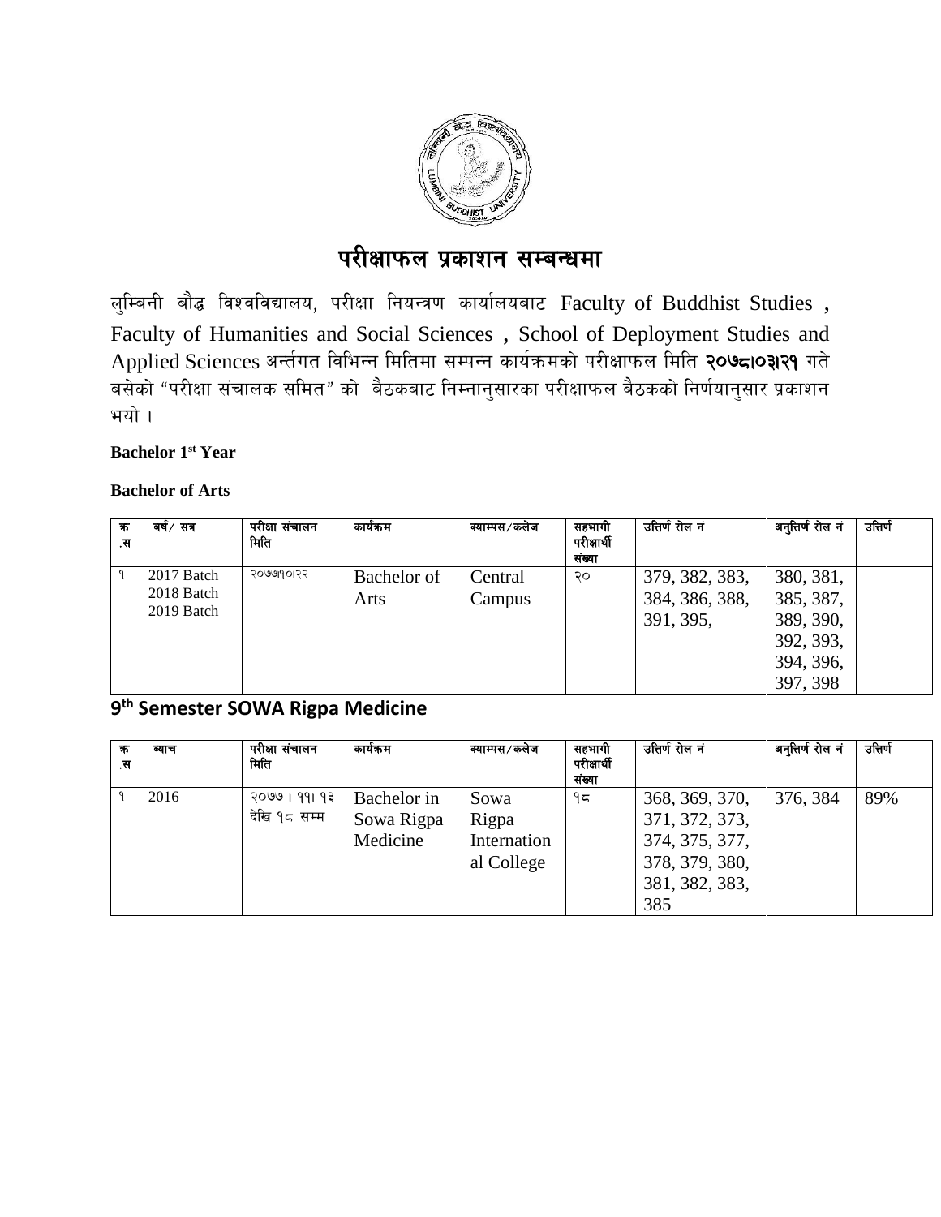# परीक्षाफल प्रकाशन सम्बन्धमा

लुम्बिनी बौद्ध विश्वविद्यालय, परीक्षा नियन्त्रण कार्यालयबाट Faculty of Buddhist Studies , Faculty of Humanities and Social Sciences , School of Deployment Studies and Applied Sciences अर्न्तगत विभिन्न मितिमा सम्पन्न कार्यक्रमको परीक्षाफल मिति **२०७८।०३।२१** गते बसेको "परीक्षा संचालक समित" को बैठकबाट निम्नानुसारका परीक्षाफल बैठकको निर्णयानुसार प्रकाशन भयो ।

**Bachelor 1st Year**

**Bachelor of Arts**

| क.स | बर्ष/ सत्र | परीक्षा संचालन मिति | कार्यक्रम | क्याम्पस/कलेज | सहभागी परीक्षार्थी संख्या | उत्तिर्ण रोल नं | अनुत्तिर्ण रोल नं | उत्तिर्ण |
|---|---|---|---|---|---|---|---|---|
| १ | 2017 Batch 2018 Batch 2019 Batch | २०७७।१०।२२ | Bachelor of Arts | Central Campus | २० | 379, 382, 383, 384, 386, 388, 391, 395, | 380, 381, 385, 387, 389, 390, 392, 393, 394, 396, 397, 398 | |

## 9th Semester SOWA Rigpa Medicine

| क.स | ब्याच | परीक्षा संचालन मिति | कार्यक्रम | क्याम्पस/कलेज | सहभागी परीक्षार्थी संख्या | उत्तिर्ण रोल नं | अनुत्तिर्ण रोल नं | उत्तिर्ण |
|---|---|---|---|---|---|---|---|---|
| १ | 2016 | २०७७।११।१३ देखि १८ सम्म | Bachelor in Sowa Rigpa Medicine | Sowa Rigpa International College | १८ | 368, 369, 370, 371, 372, 373, 374, 375, 377, 378, 379, 380, 381, 382, 383, 385 | 376, 384 | 89% |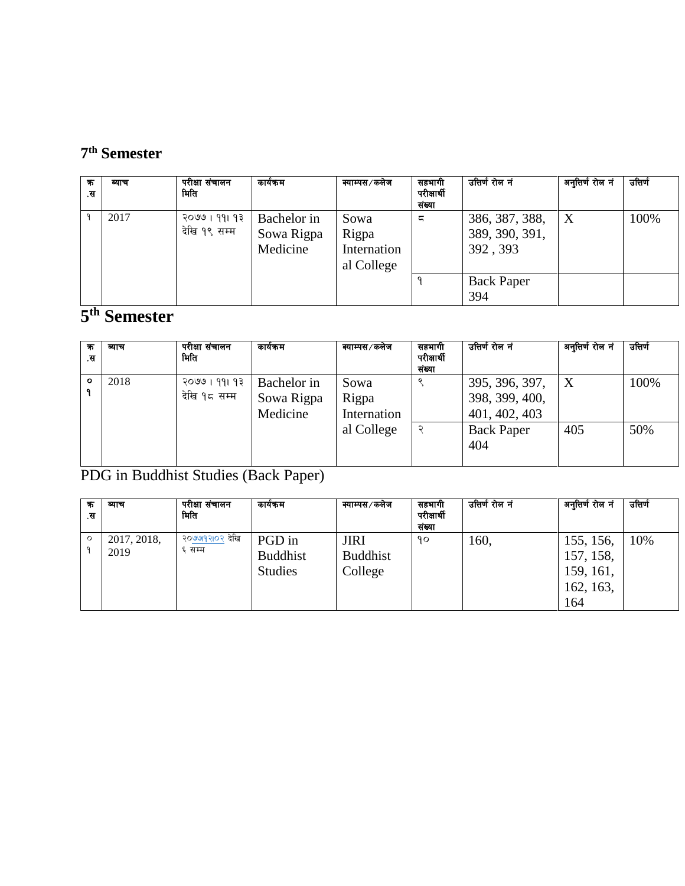## 7th Semester

| क्र.स | ब्याच | परीक्षा संचालन मिति | कार्यक्रम | क्याम्पस/कलेज | सहभागी परीक्षार्थी संख्या | उत्तिर्ण रोल नं | अनुत्तिर्ण रोल नं | उत्तिर्ण |
|---|---|---|---|---|---|---|---|---|
| १ | 2017 | २०७७।११।१३ देखि १९ सम्म | Bachelor in Sowa Rigpa Medicine | Sowa Rigpa International College | ८ | 386, 387, 388, 389, 390, 391, 392 , 393 | X | 100% |
| | | | | | १ | Back Paper 394 | | |

## 5th Semester

| क्र.स | ब्याच | परीक्षा संचालन मिति | कार्यक्रम | क्याम्पस/कलेज | सहभागी परीक्षार्थी संख्या | उत्तिर्ण रोल नं | अनुत्तिर्ण रोल नं | उत्तिर्ण |
|---|---|---|---|---|---|---|---|---|
| ०१ | 2018 | २०७७।११।१३ देखि १८ सम्म | Bachelor in Sowa Rigpa Medicine | Sowa Rigpa International College | ९ | 395, 396, 397, 398, 399, 400, 401, 402, 403 | X | 100% |
| | | | | | २ | Back Paper 404 | 405 | 50% |

PDG in Buddhist Studies (Back Paper)

| क्र.स | ब्याच | परीक्षा संचालन मिति | कार्यक्रम | क्याम्पस/कलेज | सहभागी परीक्षार्थी संख्या | उत्तिर्ण रोल नं | अनुत्तिर्ण रोल नं | उत्तिर्ण |
|---|---|---|---|---|---|---|---|---|
| ०१ | 2017, 2018, 2019 | २०७७।१२।०२ देखि ६ सम्म | PGD in Buddhist Studies | JIRI Buddhist College | १० | 160, | 155, 156, 157, 158, 159, 161, 162, 163, 164 | 10% |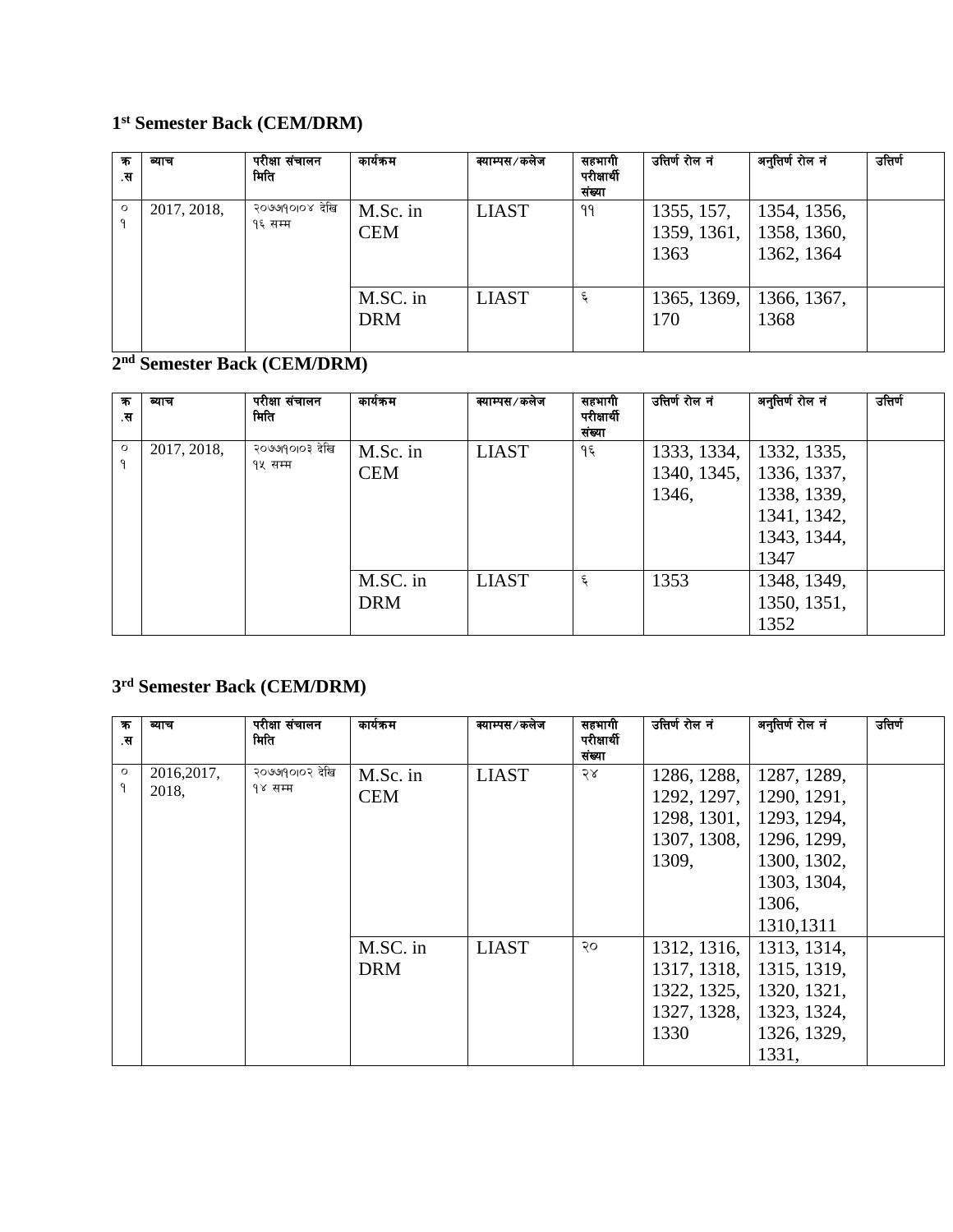### 1st Semester Back (CEM/DRM)

| क्र.स | ब्याच | परीक्षा संचालन मिति | कार्यक्रम | क्याम्पस/कलेज | सहभागी परीक्षार्थी संख्या | उत्तिर्ण रोल नं | अनुत्तिर्ण रोल नं | उत्तिर्ण |
|---|---|---|---|---|---|---|---|---|
| ०१ | 2017, 2018, | २०७७११०१०४ देखि १६ सम्म | M.Sc. in CEM | LIAST | ११ | 1355, 157, 1359, 1361, 1363 | 1354, 1356, 1358, 1360, 1362, 1364 | |
| | | | M.SC. in DRM | LIAST | ६ | 1365, 1369, 170 | 1366, 1367, 1368 | |

### 2nd Semester Back (CEM/DRM)

| क्र.स | ब्याच | परीक्षा संचालन मिति | कार्यक्रम | क्याम्पस/कलेज | सहभागी परीक्षार्थी संख्या | उत्तिर्ण रोल नं | अनुत्तिर्ण रोल नं | उत्तिर्ण |
|---|---|---|---|---|---|---|---|---|
| ०१ | 2017, 2018, | २०७७११०१०३ देखि १५ सम्म | M.Sc. in CEM | LIAST | १६ | 1333, 1334, 1340, 1345, 1346, | 1332, 1335, 1336, 1337, 1338, 1339, 1341, 1342, 1343, 1344, 1347 | |
| | | | M.SC. in DRM | LIAST | ६ | 1353 | 1348, 1349, 1350, 1351, 1352 | |

### 3rd Semester Back (CEM/DRM)

| क्र.स | ब्याच | परीक्षा संचालन मिति | कार्यक्रम | क्याम्पस/कलेज | सहभागी परीक्षार्थी संख्या | उत्तिर्ण रोल नं | अनुत्तिर्ण रोल नं | उत्तिर्ण |
|---|---|---|---|---|---|---|---|---|
| ०१ | 2016,2017, 2018, | २०७७११०१०२ देखि १४ सम्म | M.Sc. in CEM | LIAST | २४ | 1286, 1288, 1292, 1297, 1298, 1301, 1307, 1308, 1309, | 1287, 1289, 1290, 1291, 1293, 1294, 1296, 1299, 1300, 1302, 1303, 1304, 1306, 1310,1311 | |
| | | | M.SC. in DRM | LIAST | २० | 1312, 1316, 1317, 1318, 1322, 1325, 1327, 1328, 1330 | 1313, 1314, 1315, 1319, 1320, 1321, 1323, 1324, 1326, 1329, 1331, | |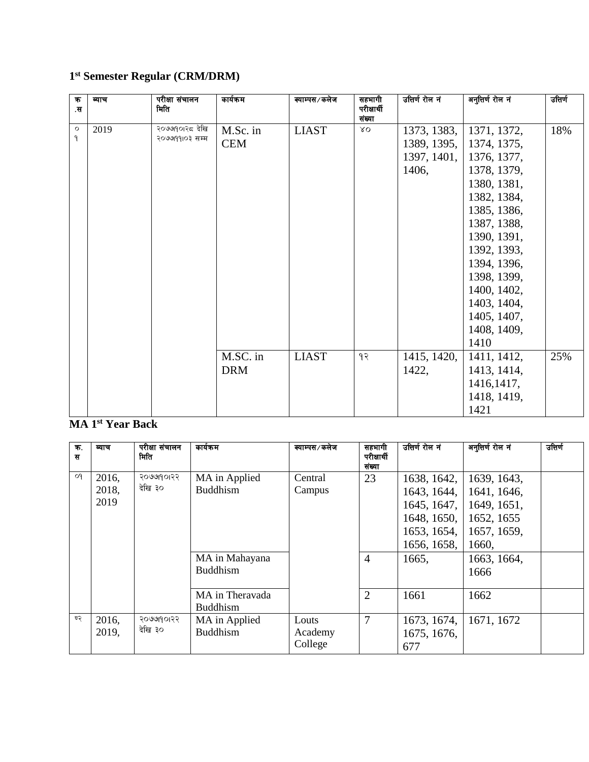## 1st Semester Regular (CRM/DRM)

| क्र.स | ब्याच | परीक्षा संचालन मिति | कार्यक्रम | क्याम्पस/कलेज | सहभागी परीक्षार्थी संख्या | उत्तिर्ण रोल नं | अनुत्तिर्ण रोल नं | उत्तिर्ण |
|---|---|---|---|---|---|---|---|---|
| ०१ | 2019 | २०७७।१०।२८ देखि २०७७।११।०३ सम्म | M.Sc. in CEM | LIAST | ४० | 1373, 1383, 1389, 1395, 1397, 1401, 1406, | 1371, 1372, 1374, 1375, 1376, 1377, 1378, 1379, 1380, 1381, 1382, 1384, 1385, 1386, 1387, 1388, 1390, 1391, 1392, 1393, 1394, 1396, 1398, 1399, 1400, 1402, 1403, 1404, 1405, 1407, 1408, 1409, 1410 | 18% |
| | | | M.SC. in DRM | LIAST | १२ | 1415, 1420, 1422, | 1411, 1412, 1413, 1414, 1416,1417, 1418, 1419, 1421 | 25% |

## MA 1st Year Back

| क्र.स | ब्याच | परीक्षा संचालन मिति | कार्यक्रम | क्याम्पस/कलेज | सहभागी परीक्षार्थी संख्या | उत्तिर्ण रोल नं | अनुत्तिर्ण रोल नं | उत्तिर्ण |
|---|---|---|---|---|---|---|---|---|
| ०१ | 2016, 2018, 2019 | २०७७।१०।२२ देखि ३० | MA in Applied Buddhism | Central Campus | 23 | 1638, 1642, 1643, 1644, 1645, 1647, 1648, 1650, 1653, 1654, 1656, 1658, | 1639, 1643, 1641, 1646, 1649, 1651, 1652, 1655 1657, 1659, 1660, | |
| | | | MA in Mahayana Buddhism | | 4 | 1665, | 1663, 1664, 1666 | |
| | | | MA in Theravada Buddhism | | 2 | 1661 | 1662 | |
| ०२ | 2016, 2019, | २०७७।१०।२२ देखि ३० | MA in Applied Buddhism | Louts Academy College | 7 | 1673, 1674, 1675, 1676, 677 | 1671, 1672 | |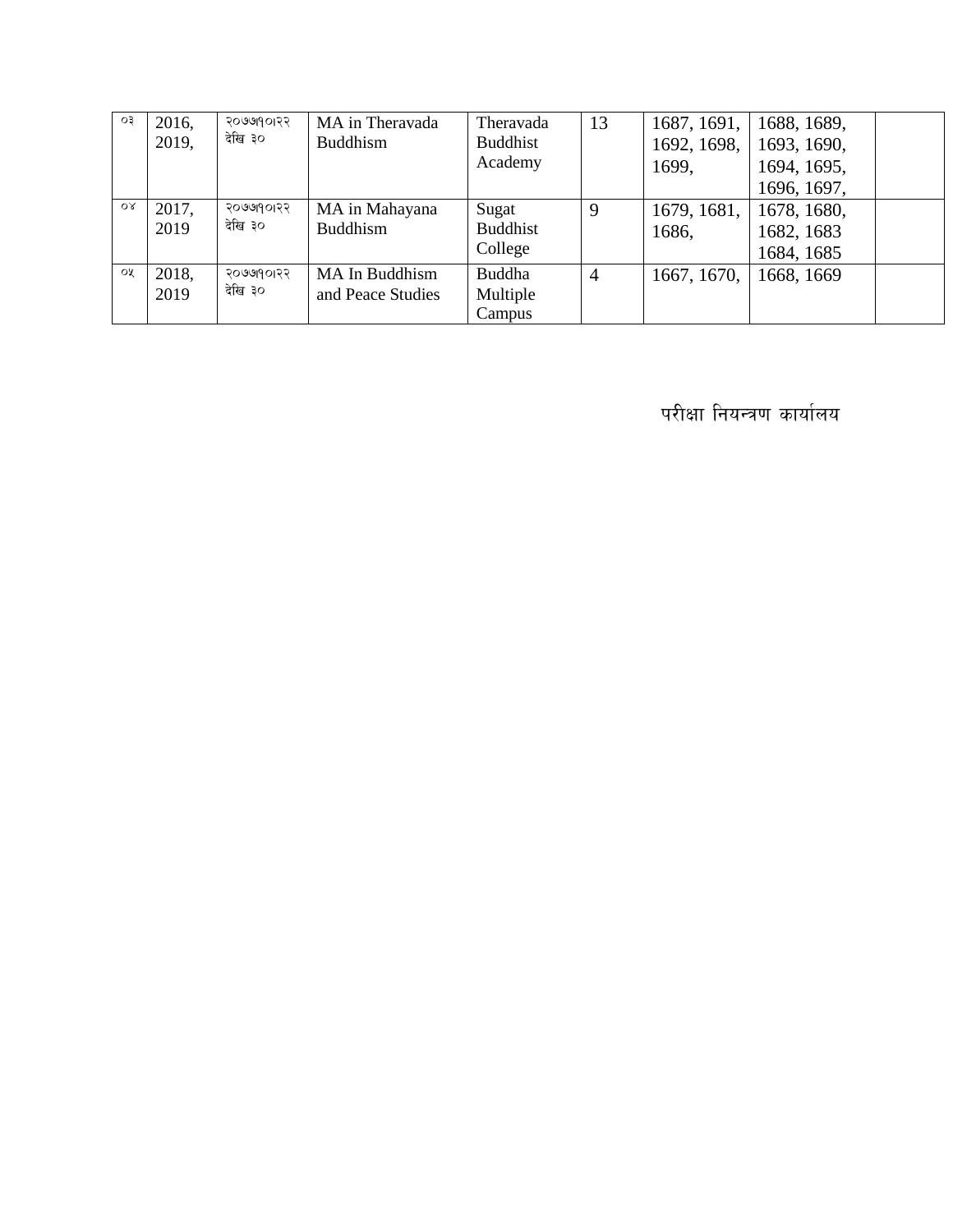| | | | | | | | | |
|---|---|---|---|---|---|---|---|---|
| ०३ | 2016, 2019, | २०७७१०।२२ देखि ३० | MA in Theravada Buddhism | Theravada Buddhist Academy | 13 | 1687, 1691, 1692, 1698, 1699, | 1688, 1689, 1693, 1690, 1694, 1695, 1696, 1697, | |
| ०४ | 2017, 2019 | २०७७१०।२२ देखि ३० | MA in Mahayana Buddhism | Sugat Buddhist College | 9 | 1679, 1681, 1686, | 1678, 1680, 1682, 1683 1684, 1685 | |
| ०५ | 2018, 2019 | २०७७१०।२२ देखि ३० | MA In Buddhism and Peace Studies | Buddha Multiple Campus | 4 | 1667, 1670, | 1668, 1669 | |

परीक्षा नियन्त्रण कार्यालय